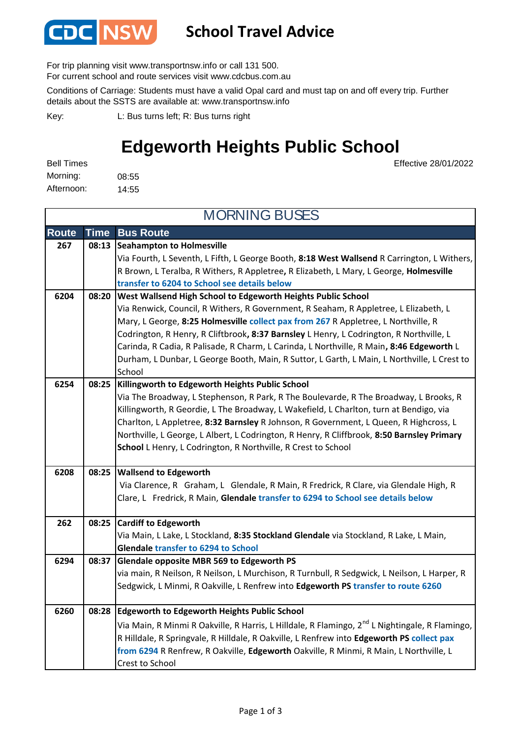# School Travel Advice

For trip planning visit www.transportnsw.info or call 131 500.
For current school and route services visit www.cdcbus.com.au

Conditions of Carriage: Students must have a valid Opal card and must tap on and off every trip. Further details about the SSTS are available at: www.transportnsw.info

Key: L: Bus turns left; R: Bus turns right

# Edgeworth Heights Public School

Effective 28/01/2022

Bell Times
Morning: 08:55
Afternoon: 14:55

## MORNING BUSES

| Route | Time | Bus Route |
|---|---|---|
| 267 | 08:13 | **Seahampton to Holmesville** Via Fourth, L Seventh, L Fifth, L George Booth, **8:18 West Wallsend** R Carrington, L Withers, R Brown, L Teralba, R Withers, R Appletree**,** R Elizabeth, L Mary, L George, **Holmesville** **transfer to 6204 to School see details below** |
| 6204 | 08:20 | **West Wallsend High School to Edgeworth Heights Public School** Via Renwick, Council, R Withers, R Government, R Seaham, R Appletree, L Elizabeth, L Mary, L George, **8:25 Holmesville** **collect pax from 267** R Appletree, L Northville, R Codrington, R Henry, R Cliftbrook**, 8:37 Barnsley** L Henry, L Codrington, R Northville, L Carinda, R Cadia, R Palisade, R Charm, L Carinda, L Northville, R Main**, 8:46 Edgeworth** L Durham, L Dunbar, L George Booth, Main, R Suttor, L Garth, L Main, L Northville, L Crest to School |
| 6254 | 08:25 | **Killingworth to Edgeworth Heights Public School** Via The Broadway, L Stephenson, R Park, R The Boulevarde, R The Broadway, L Brooks, R Killingworth, R Geordie, L The Broadway, L Wakefield, L Charlton, turn at Bendigo, via Charlton, L Appletree, **8:32 Barnsley** R Johnson, R Government, L Queen, R Highcross, L Northville, L George, L Albert, L Codrington, R Henry, R Cliffbrook, **8:50 Barnsley Primary School** L Henry, L Codrington, R Northville, R Crest to School |
| 6208 | 08:25 | **Wallsend to Edgeworth** Via Clarence, R Graham, L Glendale, R Main, R Fredrick, R Clare, via Glendale High, R Clare, L Fredrick, R Main, **Glendale** **transfer to 6294 to School see details below** |
| 262 | 08:25 | **Cardiff to Edgeworth** Via Main, L Lake, L Stockland, **8:35 Stockland Glendale** via Stockland, R Lake, L Main, **Glendale** **transfer to 6294 to School** |
| 6294 | 08:37 | **Glendale opposite MBR 569 to Edgeworth PS** via main, R Neilson, R Neilson, L Murchison, R Turnbull, R Sedgwick, L Neilson, L Harper, R Sedgwick, L Minmi, R Oakville, L Renfrew into **Edgeworth PS** **transfer to route 6260** |
| 6260 | 08:28 | **Edgeworth to Edgeworth Heights Public School** Via Main, R Minmi R Oakville, R Harris, L Hilldale, R Flamingo, 2nd L Nightingale, R Flamingo, R Hilldale, R Springvale, R Hilldale, R Oakville, L Renfrew into **Edgeworth PS** **collect pax from 6294** R Renfrew, R Oakville, **Edgeworth** Oakville, R Minmi, R Main, L Northville, L Crest to School |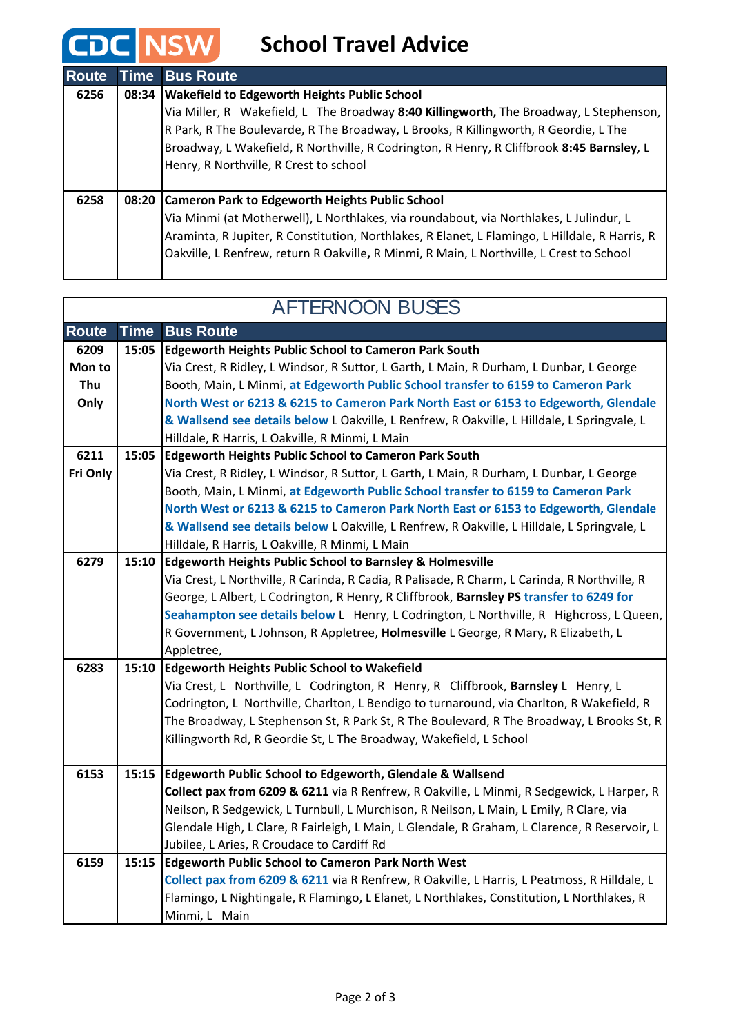# School Travel Advice

| Route | Time | Bus Route |
|---|---|---|
| 6256 | 08:34 | **Wakefield to Edgeworth Heights Public School**<br>Via Miller, R Wakefield, L The Broadway **8:40 Killingworth,** The Broadway, L Stephenson, R Park, R The Boulevarde, R The Broadway, L Brooks, R Killingworth, R Geordie, L The Broadway, L Wakefield, R Northville, R Codrington, R Henry, R Cliffbrook **8:45 Barnsley**, L Henry, R Northville, R Crest to school |
| 6258 | 08:20 | **Cameron Park to Edgeworth Heights Public School**<br>Via Minmi (at Motherwell), L Northlakes, via roundabout, via Northlakes, L Julindur, L Araminta, R Jupiter, R Constitution, Northlakes, R Elanet, L Flamingo, L Hilldale, R Harris, R Oakville, L Renfrew, return R Oakville**,** R Minmi, R Main, L Northville, L Crest to School |

## AFTERNOON BUSES

| Route | Time | Bus Route |
|---|---|---|
| 6209 Mon to Thu Only | 15:05 | **Edgeworth Heights Public School to Cameron Park South**<br>Via Crest, R Ridley, L Windsor, R Suttor, L Garth, L Main, R Durham, L Dunbar, L George Booth, Main, L Minmi, **at Edgeworth Public School transfer to 6159 to Cameron Park North West or 6213 & 6215 to Cameron Park North East or 6153 to Edgeworth, Glendale & Wallsend see details below** L Oakville, L Renfrew, R Oakville, L Hilldale, L Springvale, L Hilldale, R Harris, L Oakville, R Minmi, L Main |
| 6211 Fri Only | 15:05 | **Edgeworth Heights Public School to Cameron Park South**<br>Via Crest, R Ridley, L Windsor, R Suttor, L Garth, L Main, R Durham, L Dunbar, L George Booth, Main, L Minmi, **at Edgeworth Public School transfer to 6159 to Cameron Park North West or 6213 & 6215 to Cameron Park North East or 6153 to Edgeworth, Glendale & Wallsend see details below** L Oakville, L Renfrew, R Oakville, L Hilldale, L Springvale, L Hilldale, R Harris, L Oakville, R Minmi, L Main |
| 6279 | 15:10 | **Edgeworth Heights Public School to Barnsley & Holmesville**<br>Via Crest, L Northville, R Carinda, R Cadia, R Palisade, R Charm, L Carinda, R Northville, R George, L Albert, L Codrington, R Henry, R Cliffbrook, **Barnsley PS transfer to 6249 for Seahampton see details below** L Henry, L Codrington, L Northville, R Highcross, L Queen, R Government, L Johnson, R Appletree, **Holmesville** L George, R Mary, R Elizabeth, L Appletree, |
| 6283 | 15:10 | **Edgeworth Heights Public School to Wakefield**<br>Via Crest, L Northville, L Codrington, R Henry, R Cliffbrook, **Barnsley** L Henry, L Codrington, L Northville, Charlton, L Bendigo to turnaround, via Charlton, R Wakefield, R The Broadway, L Stephenson St, R Park St, R The Boulevard, R The Broadway, L Brooks St, R Killingworth Rd, R Geordie St, L The Broadway, Wakefield, L School |
| 6153 | 15:15 | **Edgeworth Public School to Edgeworth, Glendale & Wallsend**<br>**Collect pax from 6209 & 6211** via R Renfrew, R Oakville, L Minmi, R Sedgewick, L Harper, R Neilson, R Sedgewick, L Turnbull, L Murchison, R Neilson, L Main, L Emily, R Clare, via Glendale High, L Clare, R Fairleigh, L Main, L Glendale, R Graham, L Clarence, R Reservoir, L Jubilee, L Aries, R Croudace to Cardiff Rd |
| 6159 | 15:15 | **Edgeworth Public School to Cameron Park North West**<br>**Collect pax from 6209 & 6211** via R Renfrew, R Oakville, L Harris, L Peatmoss, R Hilldale, L Flamingo, L Nightingale, R Flamingo, L Elanet, L Northlakes, Constitution, L Northlakes, R Minmi, L Main |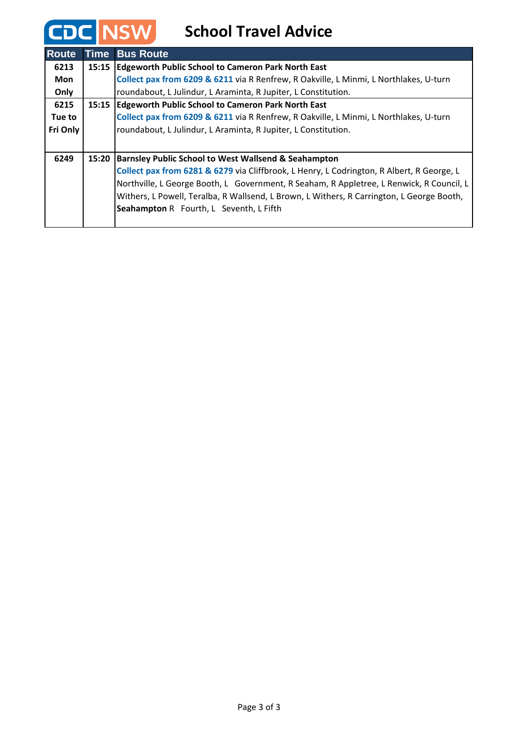# School Travel Advice

| Route | Time | Bus Route |
|---|---|---|
| 6213 Mon Only | 15:15 | **Edgeworth Public School to Cameron Park North East** **Collect pax from 6209 & 6211** via R Renfrew, R Oakville, L Minmi, L Northlakes, U-turn roundabout, L Julindur, L Araminta, R Jupiter, L Constitution. |
| 6215 Tue to Fri Only | 15:15 | **Edgeworth Public School to Cameron Park North East** **Collect pax from 6209 & 6211** via R Renfrew, R Oakville, L Minmi, L Northlakes, U-turn roundabout, L Julindur, L Araminta, R Jupiter, L Constitution. |
| 6249 | 15:20 | **Barnsley Public School to West Wallsend & Seahampton** **Collect pax from 6281 & 6279** via Cliffbrook, L Henry, L Codrington, R Albert, R George, L Northville, L George Booth, L Government, R Seaham, R Appletree, L Renwick, R Council, L Withers, L Powell, Teralba, R Wallsend, L Brown, L Withers, R Carrington, L George Booth, **Seahampton** R Fourth, L Seventh, L Fifth |